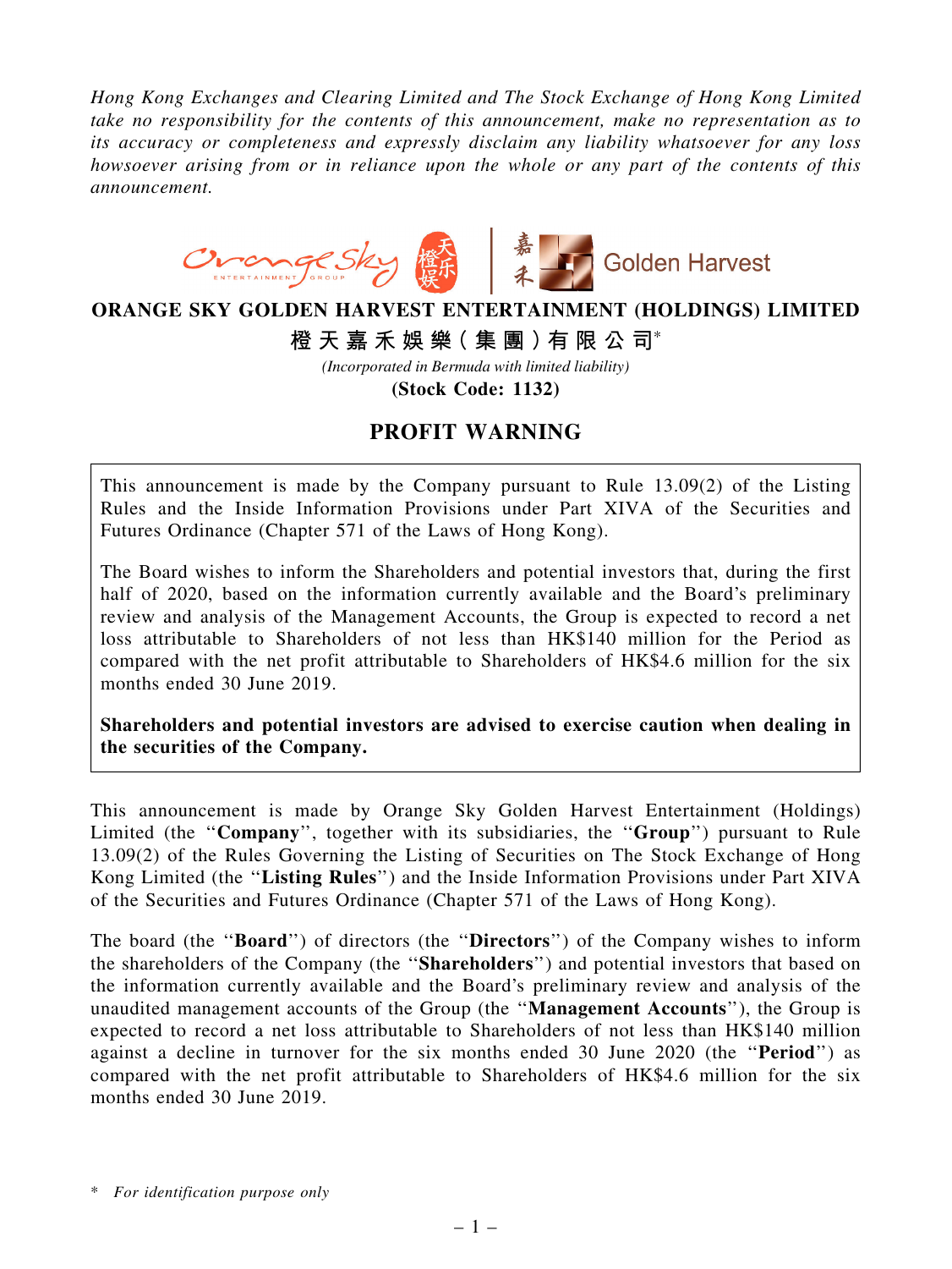*Hong Kong Exchanges and Clearing Limited and The Stock Exchange of Hong Kong Limited take no responsibility for the contents of this announcement, make no representation as to its accuracy or completeness and expressly disclaim any liability whatsoever for any loss howsoever arising from or in reliance upon the whole or any part of the contents of this announcement.*

# ORANGE SKY GOLDEN HARVEST ENTERTAINMENT (HOLDINGS) LIMITED

# 橙天嘉禾娛樂(集團)有限公司*

*(Incorporated in Bermuda with limited liability)*

**(Stock Code: 1132)**

## PROFIT WARNING

This announcement is made by the Company pursuant to Rule 13.09(2) of the Listing Rules and the Inside Information Provisions under Part XIVA of the Securities and Futures Ordinance (Chapter 571 of the Laws of Hong Kong).

The Board wishes to inform the Shareholders and potential investors that, during the first half of 2020, based on the information currently available and the Board's preliminary review and analysis of the Management Accounts, the Group is expected to record a net loss attributable to Shareholders of not less than HK$140 million for the Period as compared with the net profit attributable to Shareholders of HK$4.6 million for the six months ended 30 June 2019.

**Shareholders and potential investors are advised to exercise caution when dealing in the securities of the Company.**

This announcement is made by Orange Sky Golden Harvest Entertainment (Holdings) Limited (the "**Company**", together with its subsidiaries, the "**Group**") pursuant to Rule 13.09(2) of the Rules Governing the Listing of Securities on The Stock Exchange of Hong Kong Limited (the "**Listing Rules**") and the Inside Information Provisions under Part XIVA of the Securities and Futures Ordinance (Chapter 571 of the Laws of Hong Kong).

The board (the "**Board**") of directors (the "**Directors**") of the Company wishes to inform the shareholders of the Company (the "**Shareholders**") and potential investors that based on the information currently available and the Board's preliminary review and analysis of the unaudited management accounts of the Group (the "**Management Accounts**"), the Group is expected to record a net loss attributable to Shareholders of not less than HK$140 million against a decline in turnover for the six months ended 30 June 2020 (the "**Period**") as compared with the net profit attributable to Shareholders of HK$4.6 million for the six months ended 30 June 2019.

\* *For identification purpose only*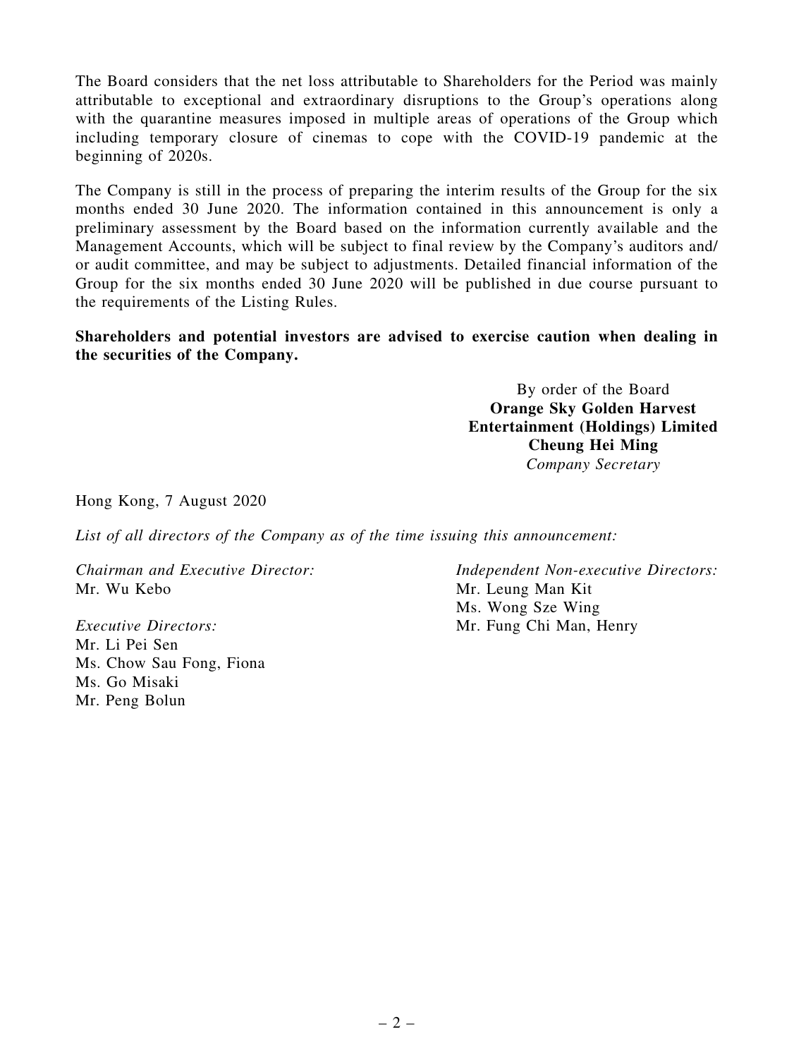The Board considers that the net loss attributable to Shareholders for the Period was mainly attributable to exceptional and extraordinary disruptions to the Group's operations along with the quarantine measures imposed in multiple areas of operations of the Group which including temporary closure of cinemas to cope with the COVID-19 pandemic at the beginning of 2020s.

The Company is still in the process of preparing the interim results of the Group for the six months ended 30 June 2020. The information contained in this announcement is only a preliminary assessment by the Board based on the information currently available and the Management Accounts, which will be subject to final review by the Company's auditors and/or audit committee, and may be subject to adjustments. Detailed financial information of the Group for the six months ended 30 June 2020 will be published in due course pursuant to the requirements of the Listing Rules.

**Shareholders and potential investors are advised to exercise caution when dealing in the securities of the Company.**

By order of the Board
**Orange Sky Golden Harvest Entertainment (Holdings) Limited**
**Cheung Hei Ming**
*Company Secretary*

Hong Kong, 7 August 2020

*List of all directors of the Company as of the time issuing this announcement:*

*Chairman and Executive Director:*
Mr. Wu Kebo

*Executive Directors:*
Mr. Li Pei Sen
Ms. Chow Sau Fong, Fiona
Ms. Go Misaki
Mr. Peng Bolun

*Independent Non-executive Directors:*
Mr. Leung Man Kit
Ms. Wong Sze Wing
Mr. Fung Chi Man, Henry